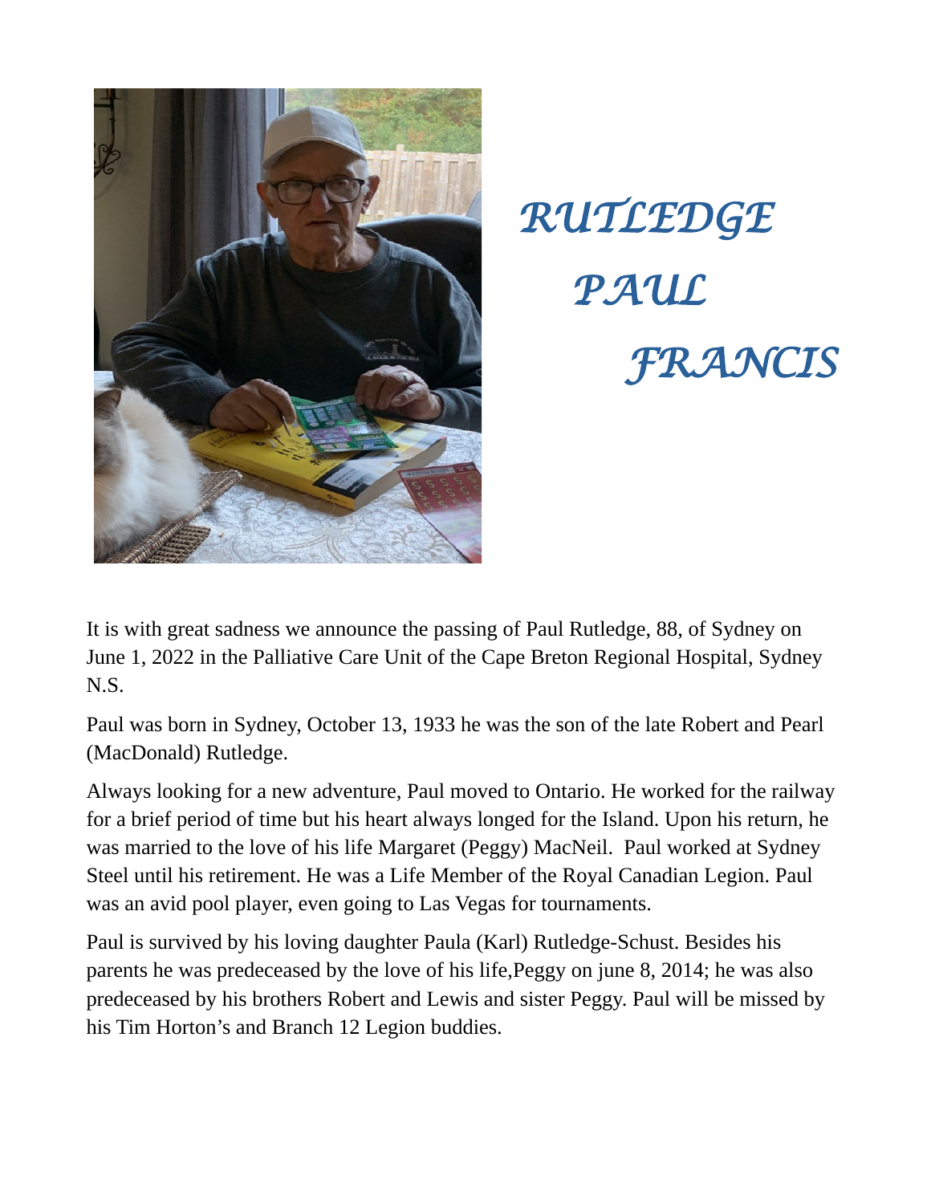# *RUTLEDGE PAUL FRANCIS*

It is with great sadness we announce the passing of Paul Rutledge, 88, of Sydney on June 1, 2022 in the Palliative Care Unit of the Cape Breton Regional Hospital, Sydney N.S.

Paul was born in Sydney, October 13, 1933 he was the son of the late Robert and Pearl (MacDonald) Rutledge.

Always looking for a new adventure, Paul moved to Ontario. He worked for the railway for a brief period of time but his heart always longed for the Island. Upon his return, he was married to the love of his life Margaret (Peggy) MacNeil. Paul worked at Sydney Steel until his retirement. He was a Life Member of the Royal Canadian Legion. Paul was an avid pool player, even going to Las Vegas for tournaments.

Paul is survived by his loving daughter Paula (Karl) Rutledge-Schust. Besides his parents he was predeceased by the love of his life,Peggy on june 8, 2014; he was also predeceased by his brothers Robert and Lewis and sister Peggy. Paul will be missed by his Tim Horton's and Branch 12 Legion buddies.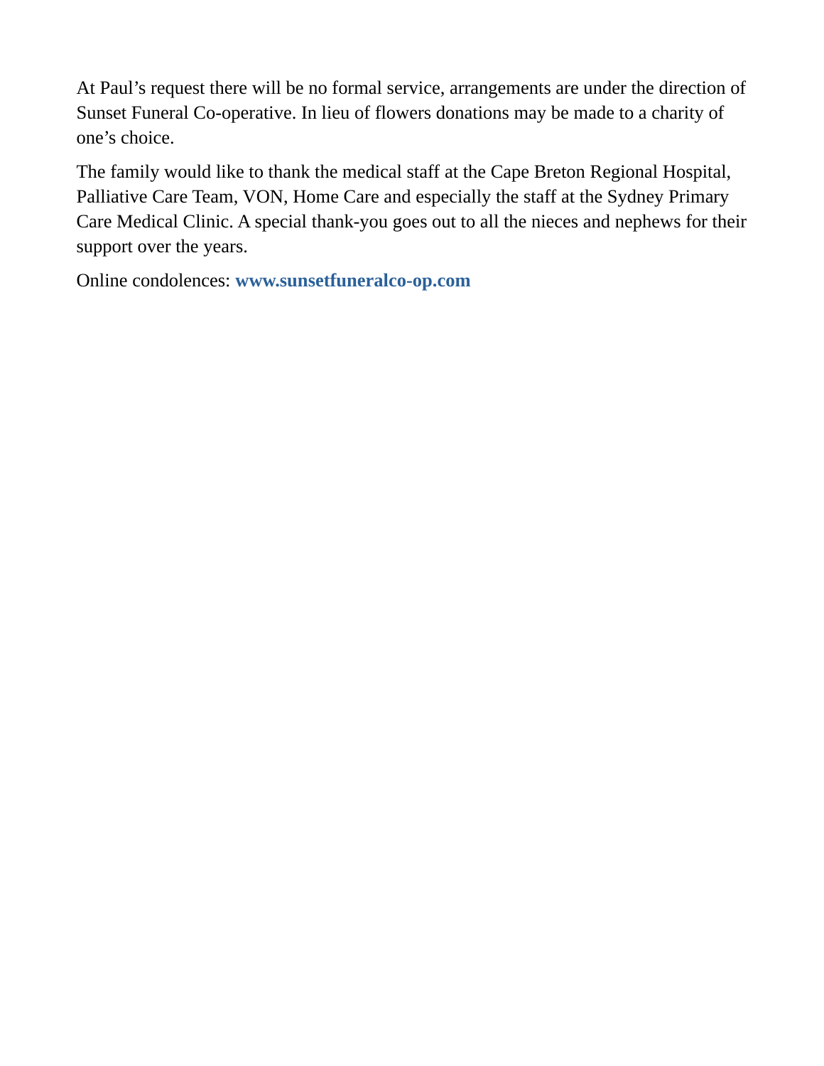At Paul's request there will be no formal service, arrangements are under the direction of Sunset Funeral Co-operative. In lieu of flowers donations may be made to a charity of one's choice.

The family would like to thank the medical staff at the Cape Breton Regional Hospital, Palliative Care Team, VON, Home Care and especially the staff at the Sydney Primary Care Medical Clinic. A special thank-you goes out to all the nieces and nephews for their support over the years.

Online condolences: **www.sunsetfuneralco-op.com**